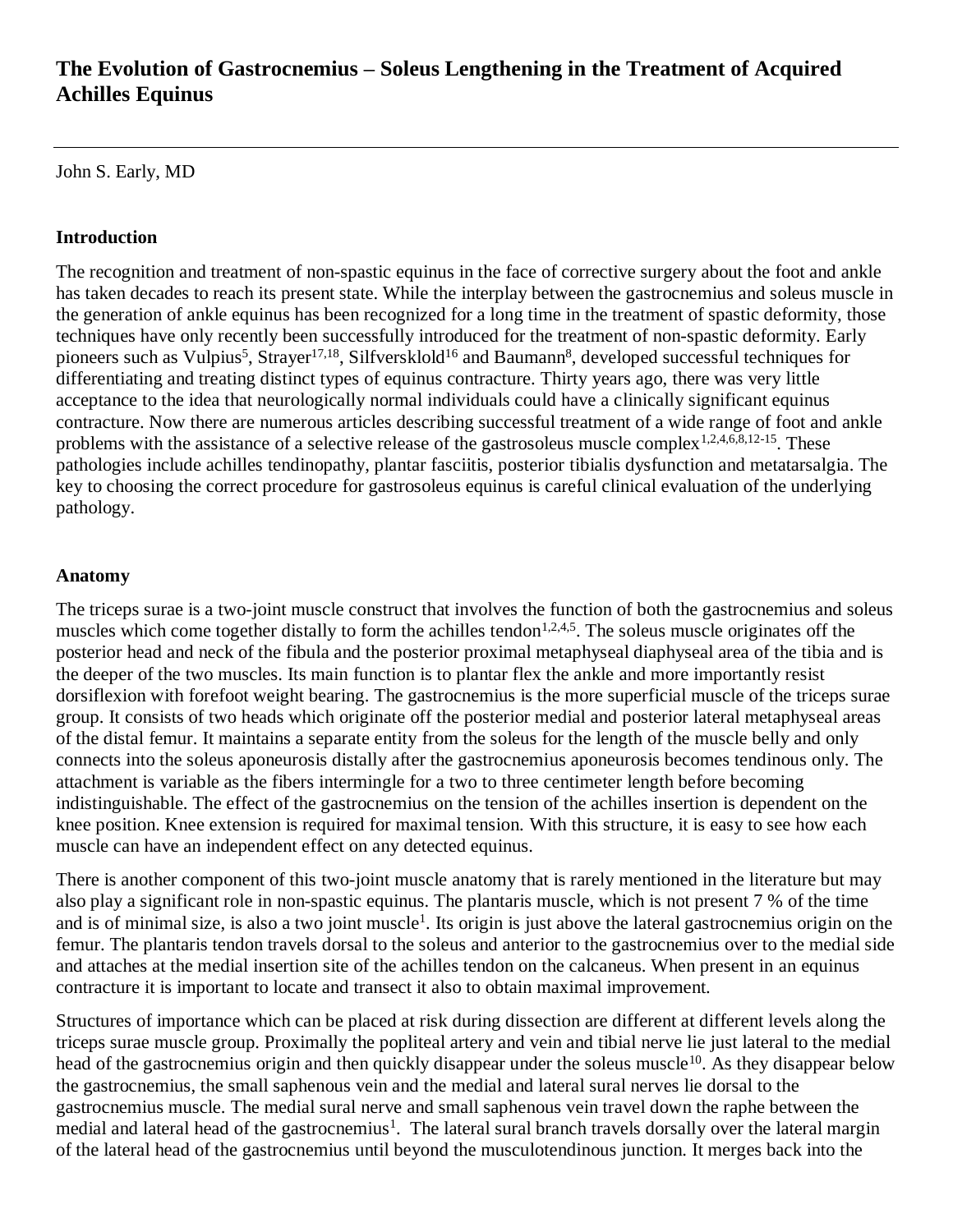# The Evolution of Gastrocnemius – Soleus Lengthening in the Treatment of Acquired Achilles Equinus

---

John S. Early, MD

## Introduction

The recognition and treatment of non-spastic equinus in the face of corrective surgery about the foot and ankle has taken decades to reach its present state. While the interplay between the gastrocnemius and soleus muscle in the generation of ankle equinus has been recognized for a long time in the treatment of spastic deformity, those techniques have only recently been successfully introduced for the treatment of non-spastic deformity. Early pioneers such as Vulpius[5], Strayer[17,18], Silfversklold[16] and Baumann[8], developed successful techniques for differentiating and treating distinct types of equinus contracture. Thirty years ago, there was very little acceptance to the idea that neurologically normal individuals could have a clinically significant equinus contracture. Now there are numerous articles describing successful treatment of a wide range of foot and ankle problems with the assistance of a selective release of the gastrosoleus muscle complex[1,2,4,6,8,12-15]. These pathologies include achilles tendinopathy, plantar fasciitis, posterior tibialis dysfunction and metatarsalgia. The key to choosing the correct procedure for gastrosoleus equinus is careful clinical evaluation of the underlying pathology.

## Anatomy

The triceps surae is a two-joint muscle construct that involves the function of both the gastrocnemius and soleus muscles which come together distally to form the achilles tendon[1,2,4,5]. The soleus muscle originates off the posterior head and neck of the fibula and the posterior proximal metaphyseal diaphyseal area of the tibia and is the deeper of the two muscles. Its main function is to plantar flex the ankle and more importantly resist dorsiflexion with forefoot weight bearing. The gastrocnemius is the more superficial muscle of the triceps surae group. It consists of two heads which originate off the posterior medial and posterior lateral metaphyseal areas of the distal femur. It maintains a separate entity from the soleus for the length of the muscle belly and only connects into the soleus aponeurosis distally after the gastrocnemius aponeurosis becomes tendinous only. The attachment is variable as the fibers intermingle for a two to three centimeter length before becoming indistinguishable. The effect of the gastrocnemius on the tension of the achilles insertion is dependent on the knee position. Knee extension is required for maximal tension. With this structure, it is easy to see how each muscle can have an independent effect on any detected equinus.

There is another component of this two-joint muscle anatomy that is rarely mentioned in the literature but may also play a significant role in non-spastic equinus. The plantaris muscle, which is not present 7 % of the time and is of minimal size, is also a two joint muscle[1]. Its origin is just above the lateral gastrocnemius origin on the femur. The plantaris tendon travels dorsal to the soleus and anterior to the gastrocnemius over to the medial side and attaches at the medial insertion site of the achilles tendon on the calcaneus. When present in an equinus contracture it is important to locate and transect it also to obtain maximal improvement.

Structures of importance which can be placed at risk during dissection are different at different levels along the triceps surae muscle group. Proximally the popliteal artery and vein and tibial nerve lie just lateral to the medial head of the gastrocnemius origin and then quickly disappear under the soleus muscle[10]. As they disappear below the gastrocnemius, the small saphenous vein and the medial and lateral sural nerves lie dorsal to the gastrocnemius muscle. The medial sural nerve and small saphenous vein travel down the raphe between the medial and lateral head of the gastrocnemius[1]. The lateral sural branch travels dorsally over the lateral margin of the lateral head of the gastrocnemius until beyond the musculotendinous junction. It merges back into the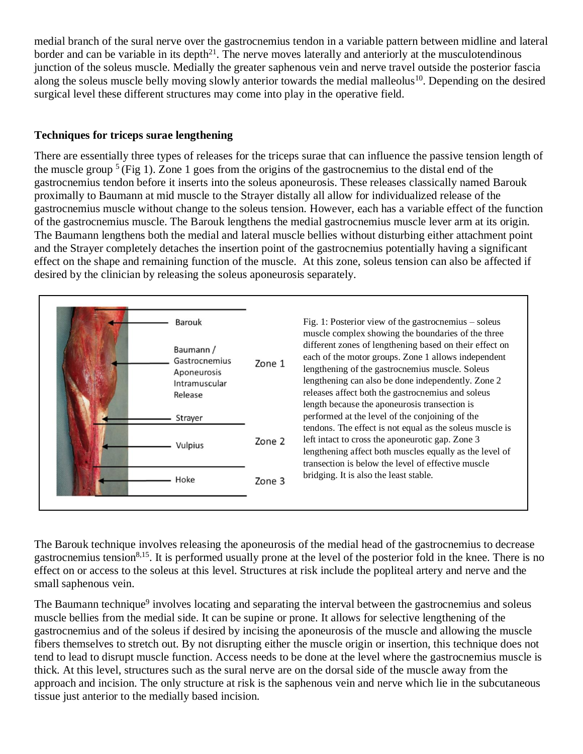medial branch of the sural nerve over the gastrocnemius tendon in a variable pattern between midline and lateral border and can be variable in its depth[21]. The nerve moves laterally and anteriorly at the musculotendinous junction of the soleus muscle. Medially the greater saphenous vein and nerve travel outside the posterior fascia along the soleus muscle belly moving slowly anterior towards the medial malleolus[10]. Depending on the desired surgical level these different structures may come into play in the operative field.

## Techniques for triceps surae lengthening

There are essentially three types of releases for the triceps surae that can influence the passive tension length of the muscle group [5] (Fig 1). Zone 1 goes from the origins of the gastrocnemius to the distal end of the gastrocnemius tendon before it inserts into the soleus aponeurosis. These releases classically named Barouk proximally to Baumann at mid muscle to the Strayer distally all allow for individualized release of the gastrocnemius muscle without change to the soleus tension. However, each has a variable effect of the function of the gastrocnemius muscle. The Barouk lengthens the medial gastrocnemius muscle lever arm at its origin. The Baumann lengthens both the medial and lateral muscle bellies without disturbing either attachment point and the Strayer completely detaches the insertion point of the gastrocnemius potentially having a significant effect on the shape and remaining function of the muscle. At this zone, soleus tension can also be affected if desired by the clinician by releasing the soleus aponeurosis separately.

Barouk
Baumann / Gastrocnemius Aponeurosis Intramuscular Release
Strayer
Vulpius
Hoke
Zone 1
Zone 2
Zone 3

Fig. 1: Posterior view of the gastrocnemius – soleus muscle complex showing the boundaries of the three different zones of lengthening based on their effect on each of the motor groups. Zone 1 allows independent lengthening of the gastrocnemius muscle. Soleus lengthening can also be done independently. Zone 2 releases affect both the gastrocnemius and soleus length because the aponeurosis transection is performed at the level of the conjoining of the tendons. The effect is not equal as the soleus muscle is left intact to cross the aponeurotic gap. Zone 3 lengthening affect both muscles equally as the level of transection is below the level of effective muscle bridging. It is also the least stable.

The Barouk technique involves releasing the aponeurosis of the medial head of the gastrocnemius to decrease gastrocnemius tension[8,15]. It is performed usually prone at the level of the posterior fold in the knee. There is no effect on or access to the soleus at this level. Structures at risk include the popliteal artery and nerve and the small saphenous vein.

The Baumann technique[9] involves locating and separating the interval between the gastrocnemius and soleus muscle bellies from the medial side. It can be supine or prone. It allows for selective lengthening of the gastrocnemius and of the soleus if desired by incising the aponeurosis of the muscle and allowing the muscle fibers themselves to stretch out. By not disrupting either the muscle origin or insertion, this technique does not tend to lead to disrupt muscle function. Access needs to be done at the level where the gastrocnemius muscle is thick. At this level, structures such as the sural nerve are on the dorsal side of the muscle away from the approach and incision. The only structure at risk is the saphenous vein and nerve which lie in the subcutaneous tissue just anterior to the medially based incision.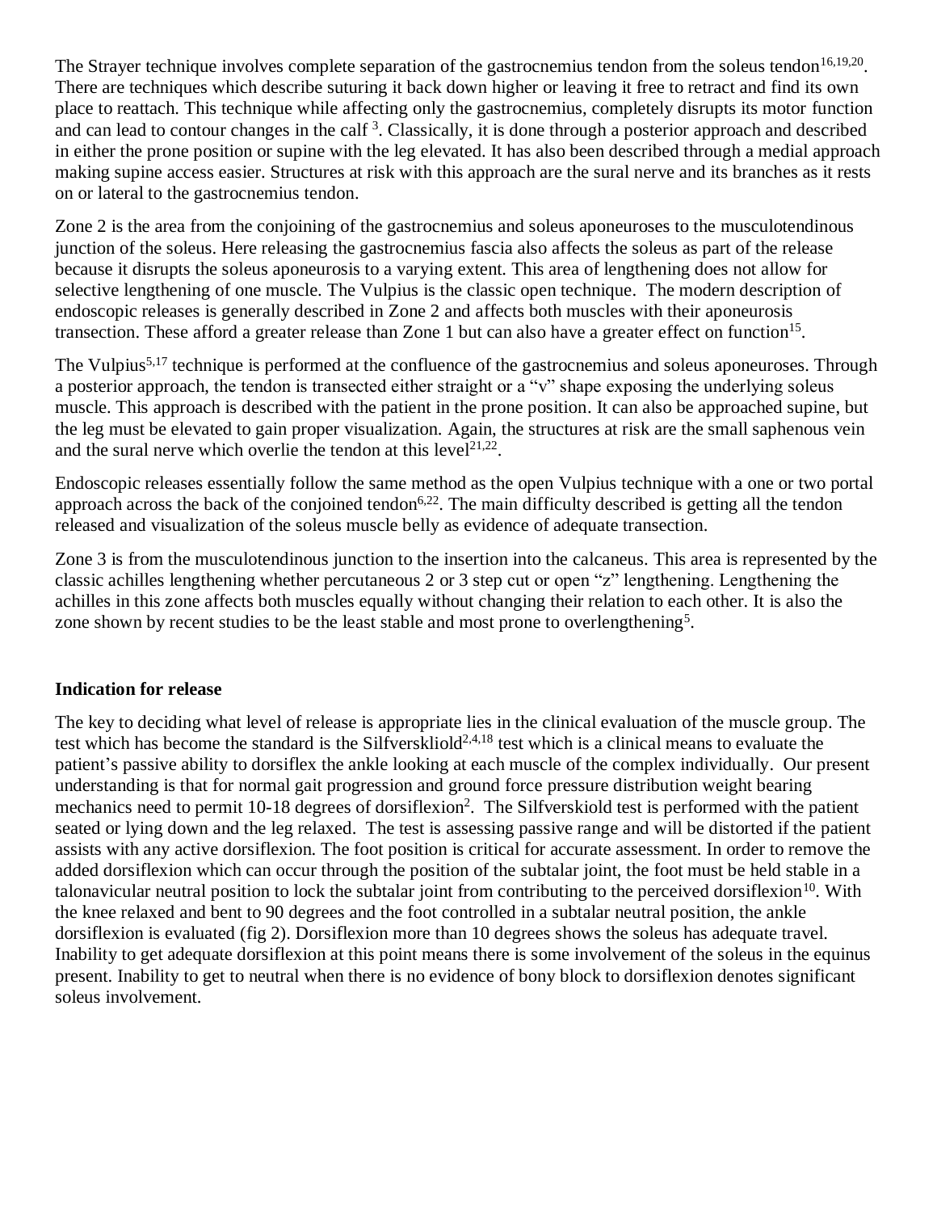The Strayer technique involves complete separation of the gastrocnemius tendon from the soleus tendon[16,19,20]. There are techniques which describe suturing it back down higher or leaving it free to retract and find its own place to reattach. This technique while affecting only the gastrocnemius, completely disrupts its motor function and can lead to contour changes in the calf [3]. Classically, it is done through a posterior approach and described in either the prone position or supine with the leg elevated. It has also been described through a medial approach making supine access easier. Structures at risk with this approach are the sural nerve and its branches as it rests on or lateral to the gastrocnemius tendon.

Zone 2 is the area from the conjoining of the gastrocnemius and soleus aponeuroses to the musculotendinous junction of the soleus. Here releasing the gastrocnemius fascia also affects the soleus as part of the release because it disrupts the soleus aponeurosis to a varying extent. This area of lengthening does not allow for selective lengthening of one muscle. The Vulpius is the classic open technique. The modern description of endoscopic releases is generally described in Zone 2 and affects both muscles with their aponeurosis transection. These afford a greater release than Zone 1 but can also have a greater effect on function[15].

The Vulpius[5,17] technique is performed at the confluence of the gastrocnemius and soleus aponeuroses. Through a posterior approach, the tendon is transected either straight or a "v" shape exposing the underlying soleus muscle. This approach is described with the patient in the prone position. It can also be approached supine, but the leg must be elevated to gain proper visualization. Again, the structures at risk are the small saphenous vein and the sural nerve which overlie the tendon at this level[21,22].

Endoscopic releases essentially follow the same method as the open Vulpius technique with a one or two portal approach across the back of the conjoined tendon[6,22]. The main difficulty described is getting all the tendon released and visualization of the soleus muscle belly as evidence of adequate transection.

Zone 3 is from the musculotendinous junction to the insertion into the calcaneus. This area is represented by the classic achilles lengthening whether percutaneous 2 or 3 step cut or open "z" lengthening. Lengthening the achilles in this zone affects both muscles equally without changing their relation to each other. It is also the zone shown by recent studies to be the least stable and most prone to overlengthening[5].

**Indication for release**

The key to deciding what level of release is appropriate lies in the clinical evaluation of the muscle group. The test which has become the standard is the Silfverskliold[2,4,18] test which is a clinical means to evaluate the patient's passive ability to dorsiflex the ankle looking at each muscle of the complex individually. Our present understanding is that for normal gait progression and ground force pressure distribution weight bearing mechanics need to permit 10-18 degrees of dorsiflexion[2]. The Silfverskiold test is performed with the patient seated or lying down and the leg relaxed. The test is assessing passive range and will be distorted if the patient assists with any active dorsiflexion. The foot position is critical for accurate assessment. In order to remove the added dorsiflexion which can occur through the position of the subtalar joint, the foot must be held stable in a talonavicular neutral position to lock the subtalar joint from contributing to the perceived dorsiflexion[10]. With the knee relaxed and bent to 90 degrees and the foot controlled in a subtalar neutral position, the ankle dorsiflexion is evaluated (fig 2). Dorsiflexion more than 10 degrees shows the soleus has adequate travel. Inability to get adequate dorsiflexion at this point means there is some involvement of the soleus in the equinus present. Inability to get to neutral when there is no evidence of bony block to dorsiflexion denotes significant soleus involvement.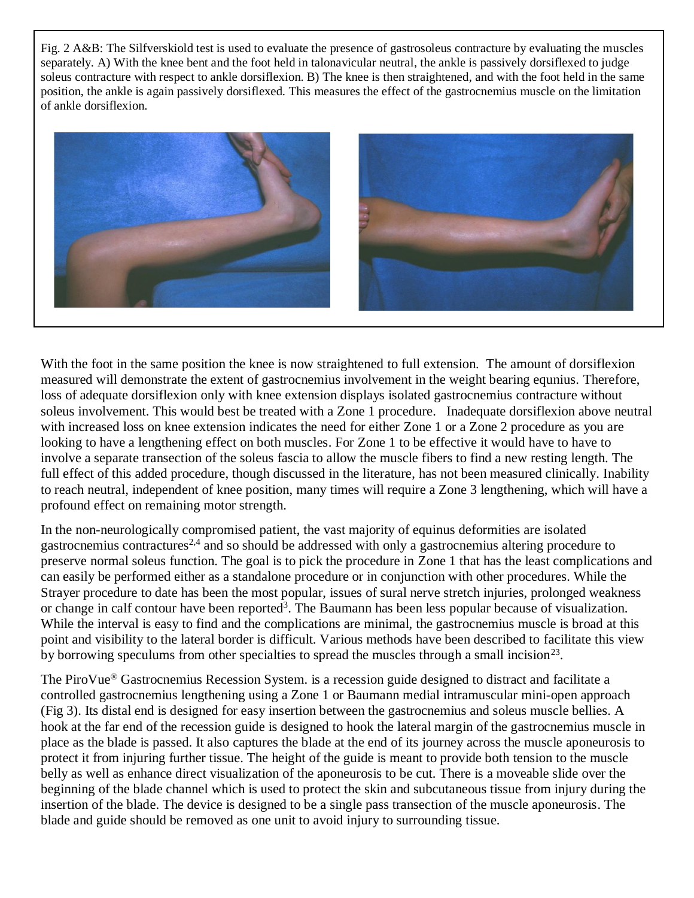Fig. 2 A&B: The Silfverskiold test is used to evaluate the presence of gastrosoleus contracture by evaluating the muscles separately. A) With the knee bent and the foot held in talonavicular neutral, the ankle is passively dorsiflexed to judge soleus contracture with respect to ankle dorsiflexion. B) The knee is then straightened, and with the foot held in the same position, the ankle is again passively dorsiflexed. This measures the effect of the gastrocnemius muscle on the limitation of ankle dorsiflexion.

With the foot in the same position the knee is now straightened to full extension. The amount of dorsiflexion measured will demonstrate the extent of gastrocnemius involvement in the weight bearing equnius. Therefore, loss of adequate dorsiflexion only with knee extension displays isolated gastrocnemius contracture without soleus involvement. This would best be treated with a Zone 1 procedure. Inadequate dorsiflexion above neutral with increased loss on knee extension indicates the need for either Zone 1 or a Zone 2 procedure as you are looking to have a lengthening effect on both muscles. For Zone 1 to be effective it would have to have to involve a separate transection of the soleus fascia to allow the muscle fibers to find a new resting length. The full effect of this added procedure, though discussed in the literature, has not been measured clinically. Inability to reach neutral, independent of knee position, many times will require a Zone 3 lengthening, which will have a profound effect on remaining motor strength.

In the non-neurologically compromised patient, the vast majority of equinus deformities are isolated gastrocnemius contractures[2,4] and so should be addressed with only a gastrocnemius altering procedure to preserve normal soleus function. The goal is to pick the procedure in Zone 1 that has the least complications and can easily be performed either as a standalone procedure or in conjunction with other procedures. While the Strayer procedure to date has been the most popular, issues of sural nerve stretch injuries, prolonged weakness or change in calf contour have been reported[3]. The Baumann has been less popular because of visualization. While the interval is easy to find and the complications are minimal, the gastrocnemius muscle is broad at this point and visibility to the lateral border is difficult. Various methods have been described to facilitate this view by borrowing speculums from other specialties to spread the muscles through a small incision[23].

The PiroVue® Gastrocnemius Recession System. is a recession guide designed to distract and facilitate a controlled gastrocnemius lengthening using a Zone 1 or Baumann medial intramuscular mini-open approach (Fig 3). Its distal end is designed for easy insertion between the gastrocnemius and soleus muscle bellies. A hook at the far end of the recession guide is designed to hook the lateral margin of the gastrocnemius muscle in place as the blade is passed. It also captures the blade at the end of its journey across the muscle aponeurosis to protect it from injuring further tissue. The height of the guide is meant to provide both tension to the muscle belly as well as enhance direct visualization of the aponeurosis to be cut. There is a moveable slide over the beginning of the blade channel which is used to protect the skin and subcutaneous tissue from injury during the insertion of the blade. The device is designed to be a single pass transection of the muscle aponeurosis. The blade and guide should be removed as one unit to avoid injury to surrounding tissue.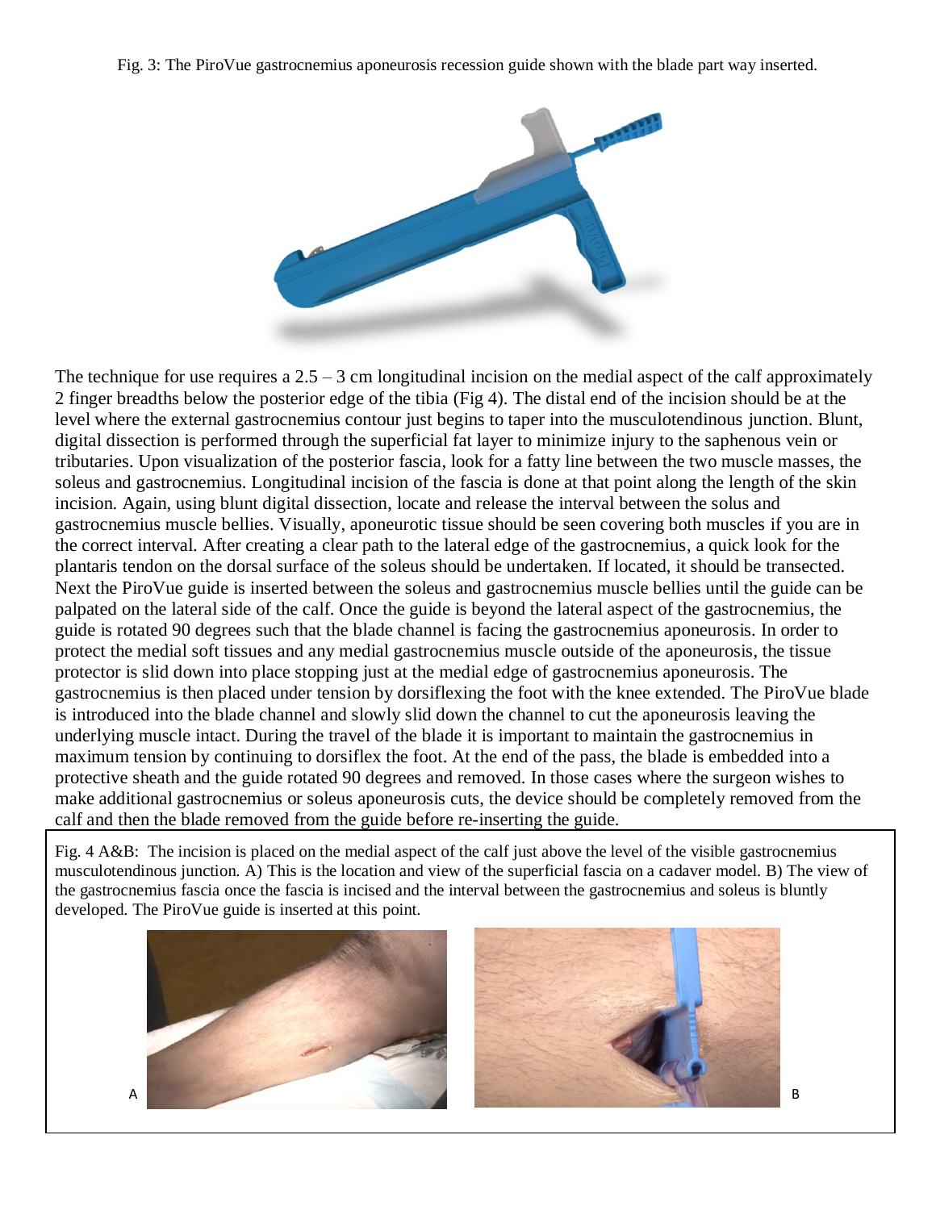Fig. 3: The PiroVue gastrocnemius aponeurosis recession guide shown with the blade part way inserted.

The technique for use requires a 2.5 – 3 cm longitudinal incision on the medial aspect of the calf approximately 2 finger breadths below the posterior edge of the tibia (Fig 4). The distal end of the incision should be at the level where the external gastrocnemius contour just begins to taper into the musculotendinous junction. Blunt, digital dissection is performed through the superficial fat layer to minimize injury to the saphenous vein or tributaries. Upon visualization of the posterior fascia, look for a fatty line between the two muscle masses, the soleus and gastrocnemius. Longitudinal incision of the fascia is done at that point along the length of the skin incision. Again, using blunt digital dissection, locate and release the interval between the solus and gastrocnemius muscle bellies. Visually, aponeurotic tissue should be seen covering both muscles if you are in the correct interval. After creating a clear path to the lateral edge of the gastrocnemius, a quick look for the plantaris tendon on the dorsal surface of the soleus should be undertaken. If located, it should be transected. Next the PiroVue guide is inserted between the soleus and gastrocnemius muscle bellies until the guide can be palpated on the lateral side of the calf. Once the guide is beyond the lateral aspect of the gastrocnemius, the guide is rotated 90 degrees such that the blade channel is facing the gastrocnemius aponeurosis. In order to protect the medial soft tissues and any medial gastrocnemius muscle outside of the aponeurosis, the tissue protector is slid down into place stopping just at the medial edge of gastrocnemius aponeurosis. The gastrocnemius is then placed under tension by dorsiflexing the foot with the knee extended. The PiroVue blade is introduced into the blade channel and slowly slid down the channel to cut the aponeurosis leaving the underlying muscle intact. During the travel of the blade it is important to maintain the gastrocnemius in maximum tension by continuing to dorsiflex the foot. At the end of the pass, the blade is embedded into a protective sheath and the guide rotated 90 degrees and removed. In those cases where the surgeon wishes to make additional gastrocnemius or soleus aponeurosis cuts, the device should be completely removed from the calf and then the blade removed from the guide before re-inserting the guide.

Fig. 4 A&B: The incision is placed on the medial aspect of the calf just above the level of the visible gastrocnemius musculotendinous junction. A) This is the location and view of the superficial fascia on a cadaver model. B) The view of the gastrocnemius fascia once the fascia is incised and the interval between the gastrocnemius and soleus is bluntly developed. The PiroVue guide is inserted at this point.

A

B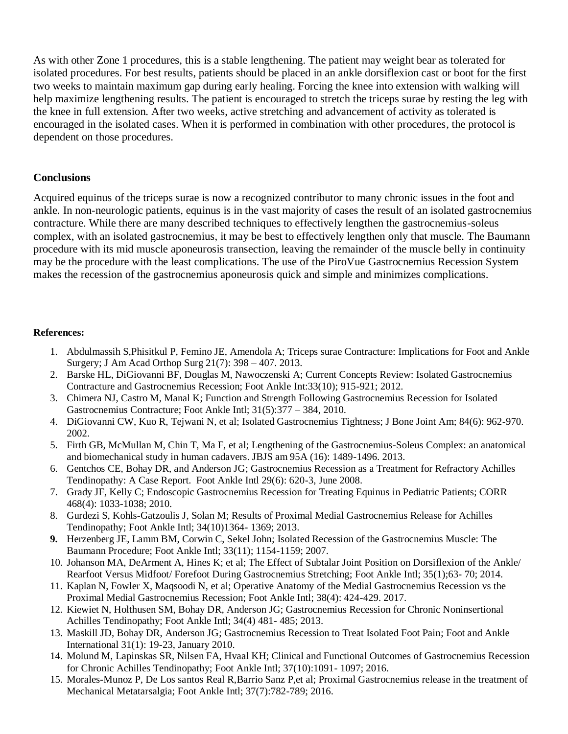As with other Zone 1 procedures, this is a stable lengthening. The patient may weight bear as tolerated for isolated procedures. For best results, patients should be placed in an ankle dorsiflexion cast or boot for the first two weeks to maintain maximum gap during early healing. Forcing the knee into extension with walking will help maximize lengthening results. The patient is encouraged to stretch the triceps surae by resting the leg with the knee in full extension. After two weeks, active stretching and advancement of activity as tolerated is encouraged in the isolated cases. When it is performed in combination with other procedures, the protocol is dependent on those procedures.

## Conclusions

Acquired equinus of the triceps surae is now a recognized contributor to many chronic issues in the foot and ankle. In non-neurologic patients, equinus is in the vast majority of cases the result of an isolated gastrocnemius contracture. While there are many described techniques to effectively lengthen the gastrocnemius-soleus complex, with an isolated gastrocnemius, it may be best to effectively lengthen only that muscle. The Baumann procedure with its mid muscle aponeurosis transection, leaving the remainder of the muscle belly in continuity may be the procedure with the least complications. The use of the PiroVue Gastrocnemius Recession System makes the recession of the gastrocnemius aponeurosis quick and simple and minimizes complications.

**References:**

1. Abdulmassih S,Phisitkul P, Femino JE, Amendola A; Triceps surae Contracture: Implications for Foot and Ankle Surgery; J Am Acad Orthop Surg 21(7): 398 – 407. 2013.
2. Barske HL, DiGiovanni BF, Douglas M, Nawoczenski A; Current Concepts Review: Isolated Gastrocnemius Contracture and Gastrocnemius Recession; Foot Ankle Int:33(10); 915-921; 2012.
3. Chimera NJ, Castro M, Manal K; Function and Strength Following Gastrocnemius Recession for Isolated Gastrocnemius Contracture; Foot Ankle Intl; 31(5):377 – 384, 2010.
4. DiGiovanni CW, Kuo R, Tejwani N, et al; Isolated Gastrocnemius Tightness; J Bone Joint Am; 84(6): 962-970. 2002.
5. Firth GB, McMullan M, Chin T, Ma F, et al; Lengthening of the Gastrocnemius-Soleus Complex: an anatomical and biomechanical study in human cadavers. JBJS am 95A (16): 1489-1496. 2013.
6. Gentchos CE, Bohay DR, and Anderson JG; Gastrocnemius Recession as a Treatment for Refractory Achilles Tendinopathy: A Case Report. Foot Ankle Intl 29(6): 620-3, June 2008.
7. Grady JF, Kelly C; Endoscopic Gastrocnemius Recession for Treating Equinus in Pediatric Patients; CORR 468(4): 1033-1038; 2010.
8. Gurdezi S, Kohls-Gatzoulis J, Solan M; Results of Proximal Medial Gastrocnemius Release for Achilles Tendinopathy; Foot Ankle Intl; 34(10)1364- 1369; 2013.
9. Herzenberg JE, Lamm BM, Corwin C, Sekel John; Isolated Recession of the Gastrocnemius Muscle: The Baumann Procedure; Foot Ankle Intl; 33(11); 1154-1159; 2007.
10. Johanson MA, DeArment A, Hines K; et al; The Effect of Subtalar Joint Position on Dorsiflexion of the Ankle/ Rearfoot Versus Midfoot/ Forefoot During Gastrocnemius Stretching; Foot Ankle Intl; 35(1);63- 70; 2014.
11. Kaplan N, Fowler X, Maqsoodi N, et al; Operative Anatomy of the Medial Gastrocnemius Recession vs the Proximal Medial Gastrocnemius Recession; Foot Ankle Intl; 38(4): 424-429. 2017.
12. Kiewiet N, Holthusen SM, Bohay DR, Anderson JG; Gastrocnemius Recession for Chronic Noninsertional Achilles Tendinopathy; Foot Ankle Intl; 34(4) 481- 485; 2013.
13. Maskill JD, Bohay DR, Anderson JG; Gastrocnemius Recession to Treat Isolated Foot Pain; Foot and Ankle International 31(1): 19-23, January 2010.
14. Molund M, Lapinskas SR, Nilsen FA, Hvaal KH; Clinical and Functional Outcomes of Gastrocnemius Recession for Chronic Achilles Tendinopathy; Foot Ankle Intl; 37(10):1091- 1097; 2016.
15. Morales-Munoz P, De Los santos Real R,Barrio Sanz P,et al; Proximal Gastrocnemius release in the treatment of Mechanical Metatarsalgia; Foot Ankle Intl; 37(7):782-789; 2016.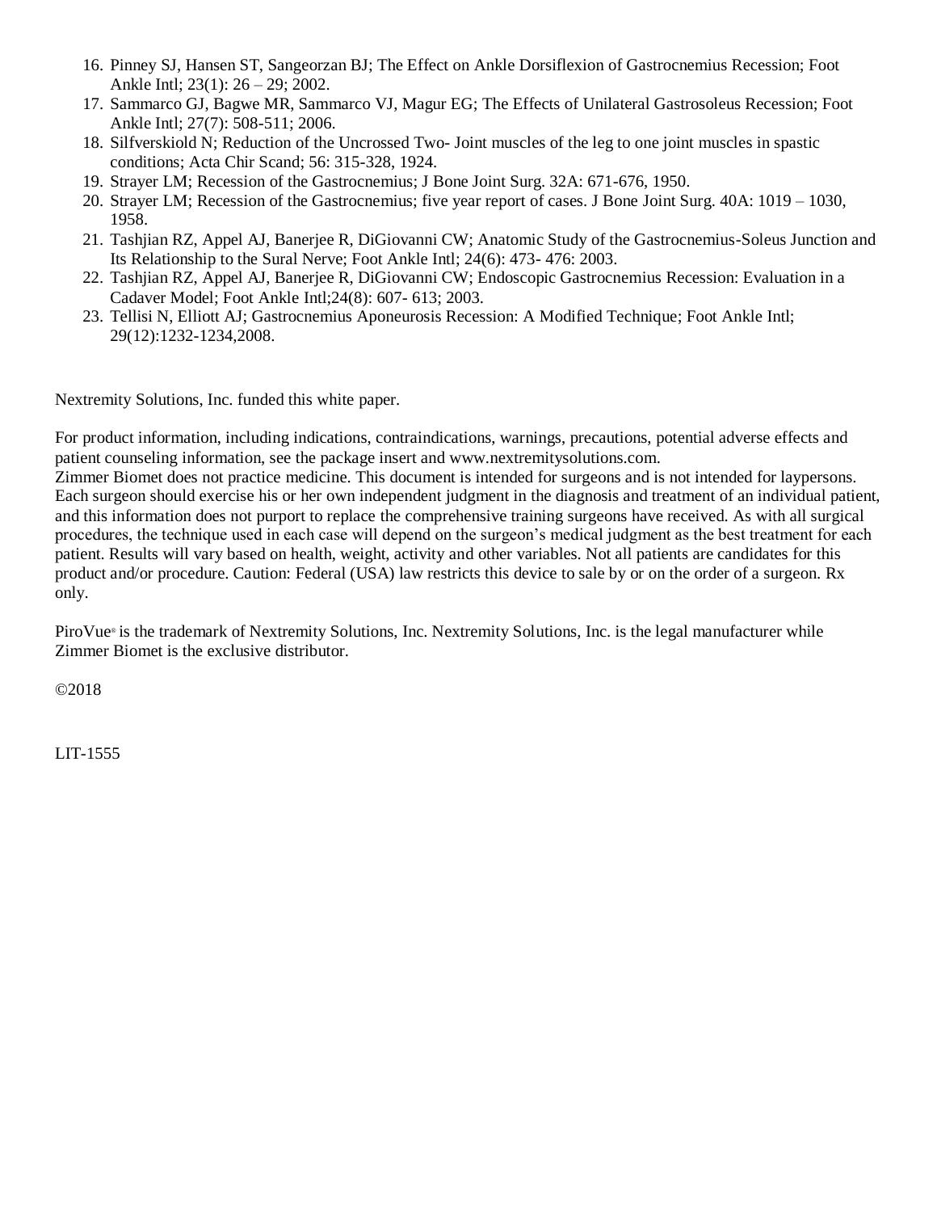16. Pinney SJ, Hansen ST, Sangeorzan BJ; The Effect on Ankle Dorsiflexion of Gastrocnemius Recession; Foot Ankle Intl; 23(1): 26 – 29; 2002.
17. Sammarco GJ, Bagwe MR, Sammarco VJ, Magur EG; The Effects of Unilateral Gastrosoleus Recession; Foot Ankle Intl; 27(7): 508-511; 2006.
18. Silfverskiold N; Reduction of the Uncrossed Two- Joint muscles of the leg to one joint muscles in spastic conditions; Acta Chir Scand; 56: 315-328, 1924.
19. Strayer LM; Recession of the Gastrocnemius; J Bone Joint Surg. 32A: 671-676, 1950.
20. Strayer LM; Recession of the Gastrocnemius; five year report of cases. J Bone Joint Surg. 40A: 1019 – 1030, 1958.
21. Tashjian RZ, Appel AJ, Banerjee R, DiGiovanni CW; Anatomic Study of the Gastrocnemius-Soleus Junction and Its Relationship to the Sural Nerve; Foot Ankle Intl; 24(6): 473- 476: 2003.
22. Tashjian RZ, Appel AJ, Banerjee R, DiGiovanni CW; Endoscopic Gastrocnemius Recession: Evaluation in a Cadaver Model; Foot Ankle Intl;24(8): 607- 613; 2003.
23. Tellisi N, Elliott AJ; Gastrocnemius Aponeurosis Recession: A Modified Technique; Foot Ankle Intl; 29(12):1232-1234,2008.

Nextremity Solutions, Inc. funded this white paper.

For product information, including indications, contraindications, warnings, precautions, potential adverse effects and patient counseling information, see the package insert and www.nextremitysolutions.com.
Zimmer Biomet does not practice medicine. This document is intended for surgeons and is not intended for laypersons. Each surgeon should exercise his or her own independent judgment in the diagnosis and treatment of an individual patient, and this information does not purport to replace the comprehensive training surgeons have received. As with all surgical procedures, the technique used in each case will depend on the surgeon's medical judgment as the best treatment for each patient. Results will vary based on health, weight, activity and other variables. Not all patients are candidates for this product and/or procedure. Caution: Federal (USA) law restricts this device to sale by or on the order of a surgeon. Rx only.

PiroVue® is the trademark of Nextremity Solutions, Inc. Nextremity Solutions, Inc. is the legal manufacturer while Zimmer Biomet is the exclusive distributor.

©2018

LIT-1555